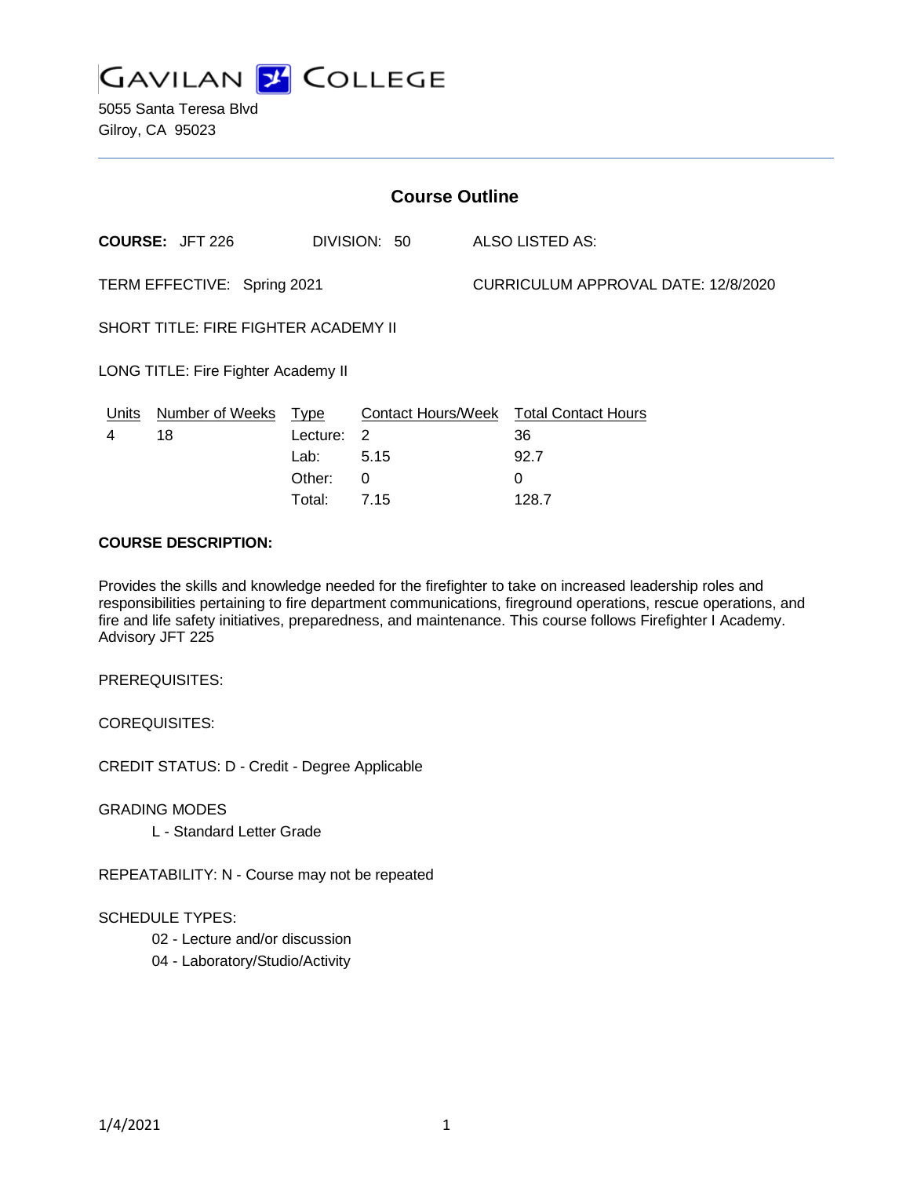# GAVILAN COLLEGE

5055 Santa Teresa Blvd
Gilroy, CA 95023

## Course Outline

**COURSE:** JFT 226 DIVISION: 50 ALSO LISTED AS:

TERM EFFECTIVE: Spring 2021 CURRICULUM APPROVAL DATE: 12/8/2020

SHORT TITLE: FIRE FIGHTER ACADEMY II

LONG TITLE: Fire Fighter Academy II

| Units | Number of Weeks | Type | Contact Hours/Week | Total Contact Hours |
|---|---|---|---|---|
| 4 | 18 | Lecture: | 2 | 36 |
| | | Lab: | 5.15 | 92.7 |
| | | Other: | 0 | 0 |
| | | Total: | 7.15 | 128.7 |

**COURSE DESCRIPTION:**

Provides the skills and knowledge needed for the firefighter to take on increased leadership roles and responsibilities pertaining to fire department communications, fireground operations, rescue operations, and fire and life safety initiatives, preparedness, and maintenance. This course follows Firefighter I Academy. Advisory JFT 225

PREREQUISITES:

COREQUISITES:

CREDIT STATUS: D - Credit - Degree Applicable

GRADING MODES

L - Standard Letter Grade

REPEATABILITY: N - Course may not be repeated

SCHEDULE TYPES:

02 - Lecture and/or discussion

04 - Laboratory/Studio/Activity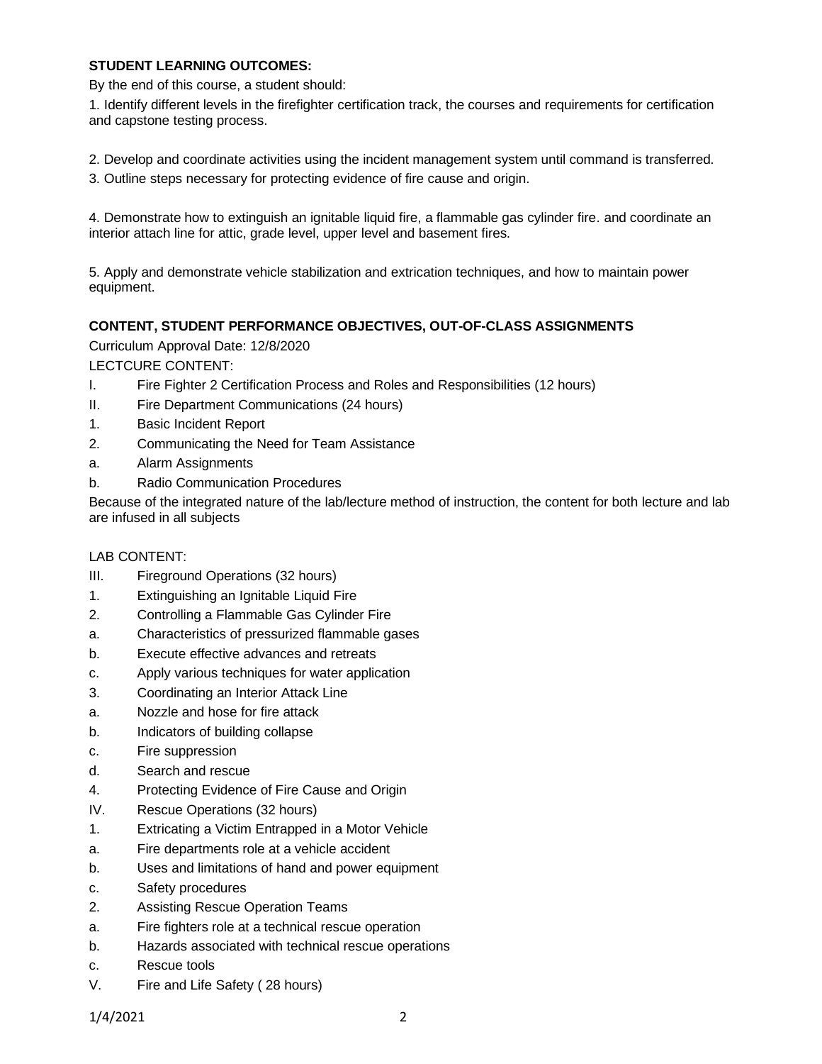**STUDENT LEARNING OUTCOMES:**

By the end of this course, a student should:

1. Identify different levels in the firefighter certification track, the courses and requirements for certification and capstone testing process.

2. Develop and coordinate activities using the incident management system until command is transferred.

3. Outline steps necessary for protecting evidence of fire cause and origin.

4. Demonstrate how to extinguish an ignitable liquid fire, a flammable gas cylinder fire. and coordinate an interior attach line for attic, grade level, upper level and basement fires.

5. Apply and demonstrate vehicle stabilization and extrication techniques, and how to maintain power equipment.

**CONTENT, STUDENT PERFORMANCE OBJECTIVES, OUT-OF-CLASS ASSIGNMENTS**

Curriculum Approval Date: 12/8/2020

LECTCURE CONTENT:

I. Fire Fighter 2 Certification Process and Roles and Responsibilities (12 hours)

II. Fire Department Communications (24 hours)

1. Basic Incident Report

2. Communicating the Need for Team Assistance

a. Alarm Assignments

b. Radio Communication Procedures

Because of the integrated nature of the lab/lecture method of instruction, the content for both lecture and lab are infused in all subjects

LAB CONTENT:

III. Fireground Operations (32 hours)

1. Extinguishing an Ignitable Liquid Fire

2. Controlling a Flammable Gas Cylinder Fire

a. Characteristics of pressurized flammable gases

b. Execute effective advances and retreats

c. Apply various techniques for water application

3. Coordinating an Interior Attack Line

a. Nozzle and hose for fire attack

b. Indicators of building collapse

c. Fire suppression

d. Search and rescue

4. Protecting Evidence of Fire Cause and Origin

IV. Rescue Operations (32 hours)

1. Extricating a Victim Entrapped in a Motor Vehicle

a. Fire departments role at a vehicle accident

b. Uses and limitations of hand and power equipment

c. Safety procedures

2. Assisting Rescue Operation Teams

a. Fire fighters role at a technical rescue operation

b. Hazards associated with technical rescue operations

c. Rescue tools

V. Fire and Life Safety ( 28 hours)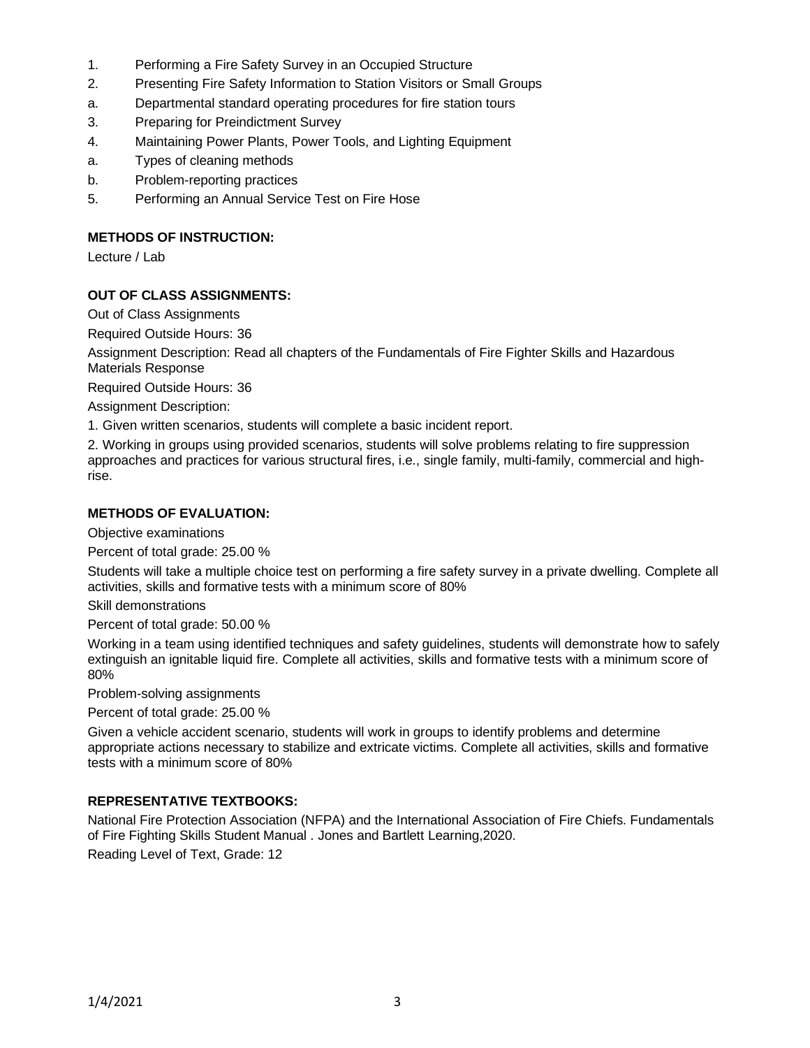1. Performing a Fire Safety Survey in an Occupied Structure
2. Presenting Fire Safety Information to Station Visitors or Small Groups
   a. Departmental standard operating procedures for fire station tours
3. Preparing for Preindictment Survey
4. Maintaining Power Plants, Power Tools, and Lighting Equipment
   a. Types of cleaning methods
   b. Problem-reporting practices
5. Performing an Annual Service Test on Fire Hose

**METHODS OF INSTRUCTION:**

Lecture / Lab

**OUT OF CLASS ASSIGNMENTS:**

Out of Class Assignments

Required Outside Hours: 36

Assignment Description: Read all chapters of the Fundamentals of Fire Fighter Skills and Hazardous Materials Response

Required Outside Hours: 36

Assignment Description:

1. Given written scenarios, students will complete a basic incident report.

2. Working in groups using provided scenarios, students will solve problems relating to fire suppression approaches and practices for various structural fires, i.e., single family, multi-family, commercial and high-rise.

**METHODS OF EVALUATION:**

Objective examinations

Percent of total grade: 25.00 %

Students will take a multiple choice test on performing a fire safety survey in a private dwelling. Complete all activities, skills and formative tests with a minimum score of 80%

Skill demonstrations

Percent of total grade: 50.00 %

Working in a team using identified techniques and safety guidelines, students will demonstrate how to safely extinguish an ignitable liquid fire. Complete all activities, skills and formative tests with a minimum score of 80%

Problem-solving assignments

Percent of total grade: 25.00 %

Given a vehicle accident scenario, students will work in groups to identify problems and determine appropriate actions necessary to stabilize and extricate victims. Complete all activities, skills and formative tests with a minimum score of 80%

**REPRESENTATIVE TEXTBOOKS:**

National Fire Protection Association (NFPA) and the International Association of Fire Chiefs. Fundamentals of Fire Fighting Skills Student Manual . Jones and Bartlett Learning,2020.

Reading Level of Text, Grade: 12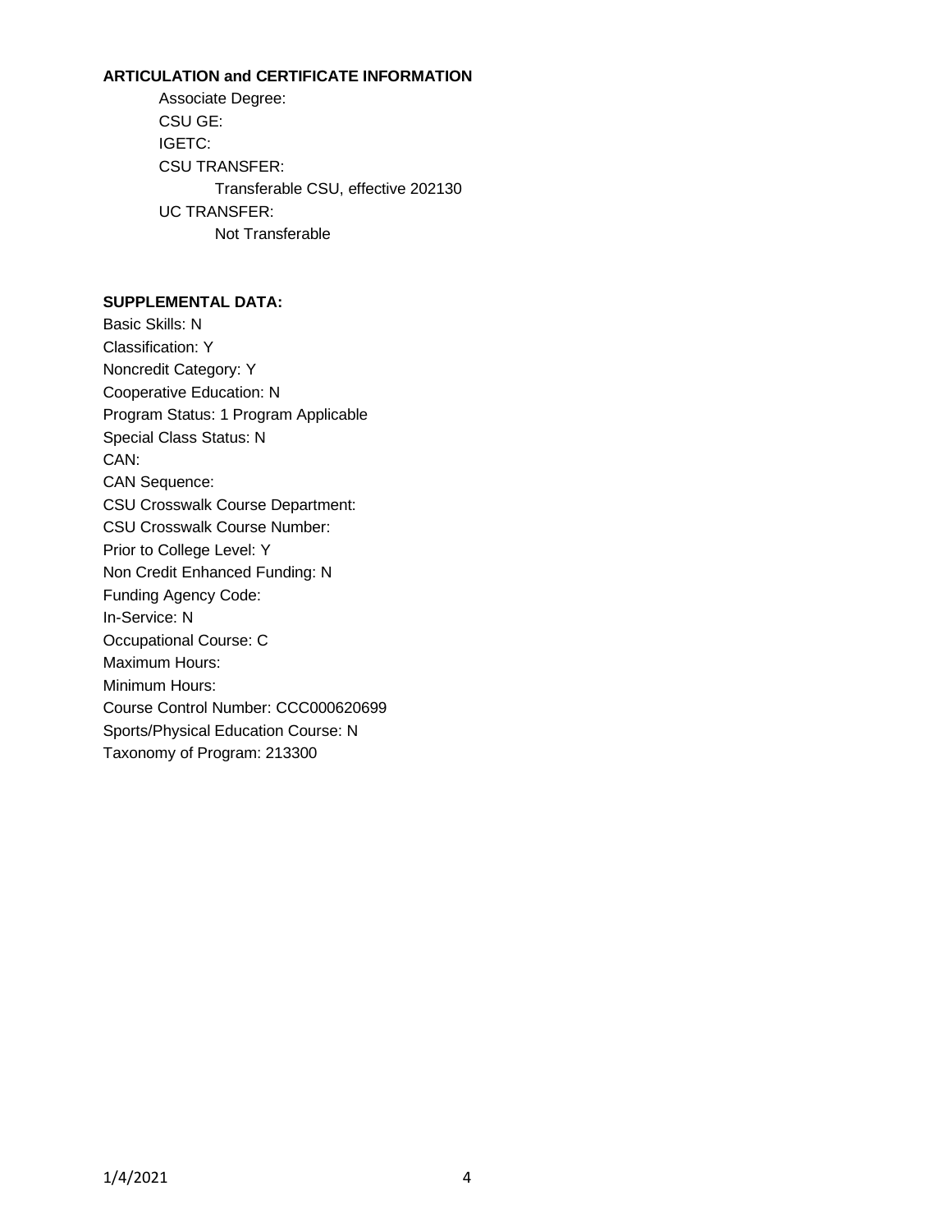**ARTICULATION and CERTIFICATE INFORMATION**

Associate Degree:

CSU GE:

IGETC:

CSU TRANSFER:

Transferable CSU, effective 202130

UC TRANSFER:

Not Transferable

**SUPPLEMENTAL DATA:**

Basic Skills: N

Classification: Y

Noncredit Category: Y

Cooperative Education: N

Program Status: 1 Program Applicable

Special Class Status: N

CAN:

CAN Sequence:

CSU Crosswalk Course Department:

CSU Crosswalk Course Number:

Prior to College Level: Y

Non Credit Enhanced Funding: N

Funding Agency Code:

In-Service: N

Occupational Course: C

Maximum Hours:

Minimum Hours:

Course Control Number: CCC000620699

Sports/Physical Education Course: N

Taxonomy of Program: 213300